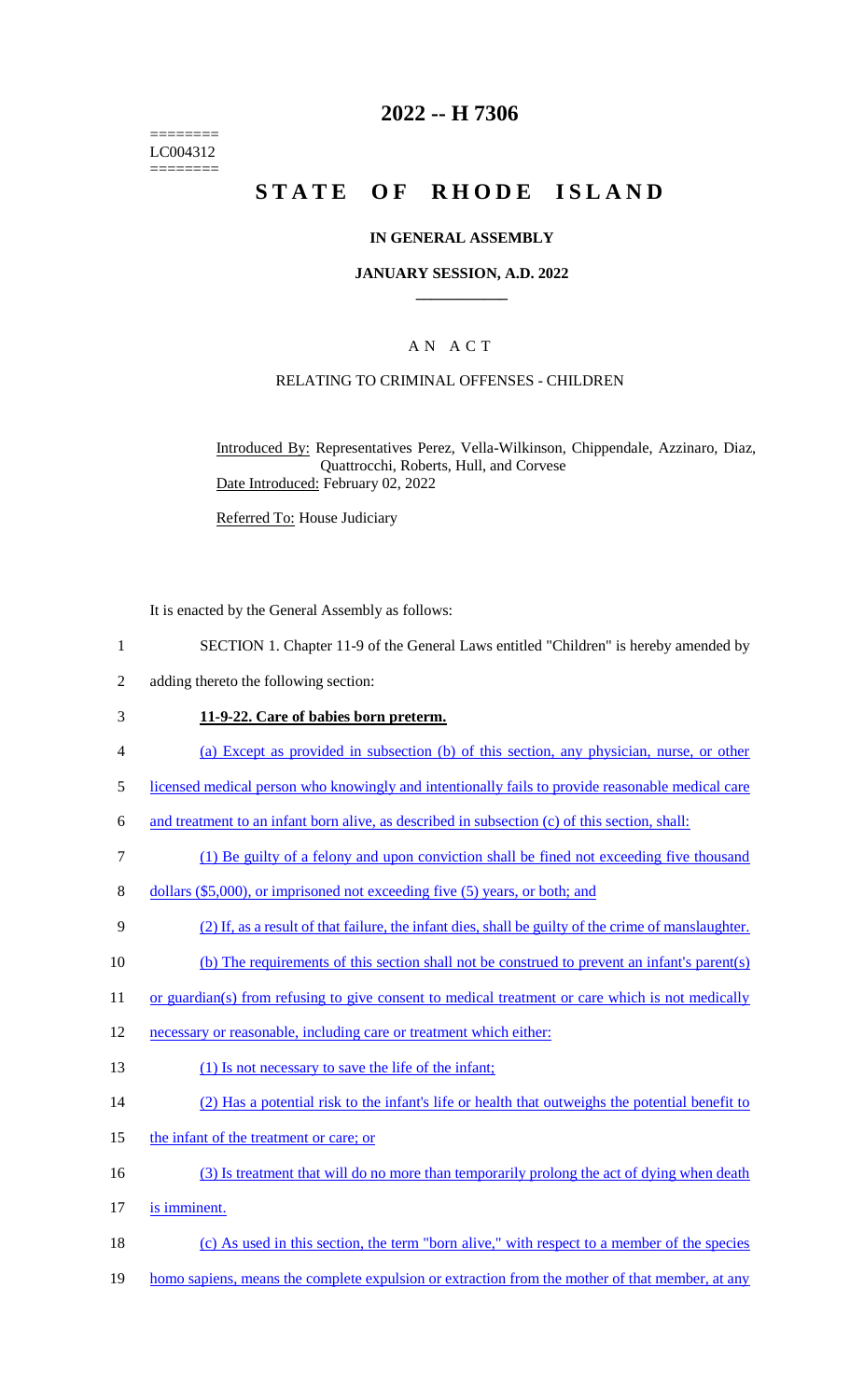========
LC004312
========

# 2022 -- H 7306

# STATE OF RHODE ISLAND

## IN GENERAL ASSEMBLY

### JANUARY SESSION, A.D. 2022

### A N A C T

RELATING TO CRIMINAL OFFENSES - CHILDREN

Introduced By: Representatives Perez, Vella-Wilkinson, Chippendale, Azzinaro, Diaz, Quattrocchi, Roberts, Hull, and Corvese

Date Introduced: February 02, 2022

Referred To: House Judiciary

It is enacted by the General Assembly as follows:

1 SECTION 1. Chapter 11-9 of the General Laws entitled "Children" is hereby amended by
2 adding thereto the following section:

3 **11-9-22. Care of babies born preterm.**

4 (a) Except as provided in subsection (b) of this section, any physician, nurse, or other
5 licensed medical person who knowingly and intentionally fails to provide reasonable medical care
6 and treatment to an infant born alive, as described in subsection (c) of this section, shall:

7 (1) Be guilty of a felony and upon conviction shall be fined not exceeding five thousand
8 dollars ($5,000), or imprisoned not exceeding five (5) years, or both; and

9 (2) If, as a result of that failure, the infant dies, shall be guilty of the crime of manslaughter.

10 (b) The requirements of this section shall not be construed to prevent an infant's parent(s)
11 or guardian(s) from refusing to give consent to medical treatment or care which is not medically
12 necessary or reasonable, including care or treatment which either:

13 (1) Is not necessary to save the life of the infant;

14 (2) Has a potential risk to the infant's life or health that outweighs the potential benefit to
15 the infant of the treatment or care; or

16 (3) Is treatment that will do no more than temporarily prolong the act of dying when death
17 is imminent.

18 (c) As used in this section, the term "born alive," with respect to a member of the species
19 homo sapiens, means the complete expulsion or extraction from the mother of that member, at any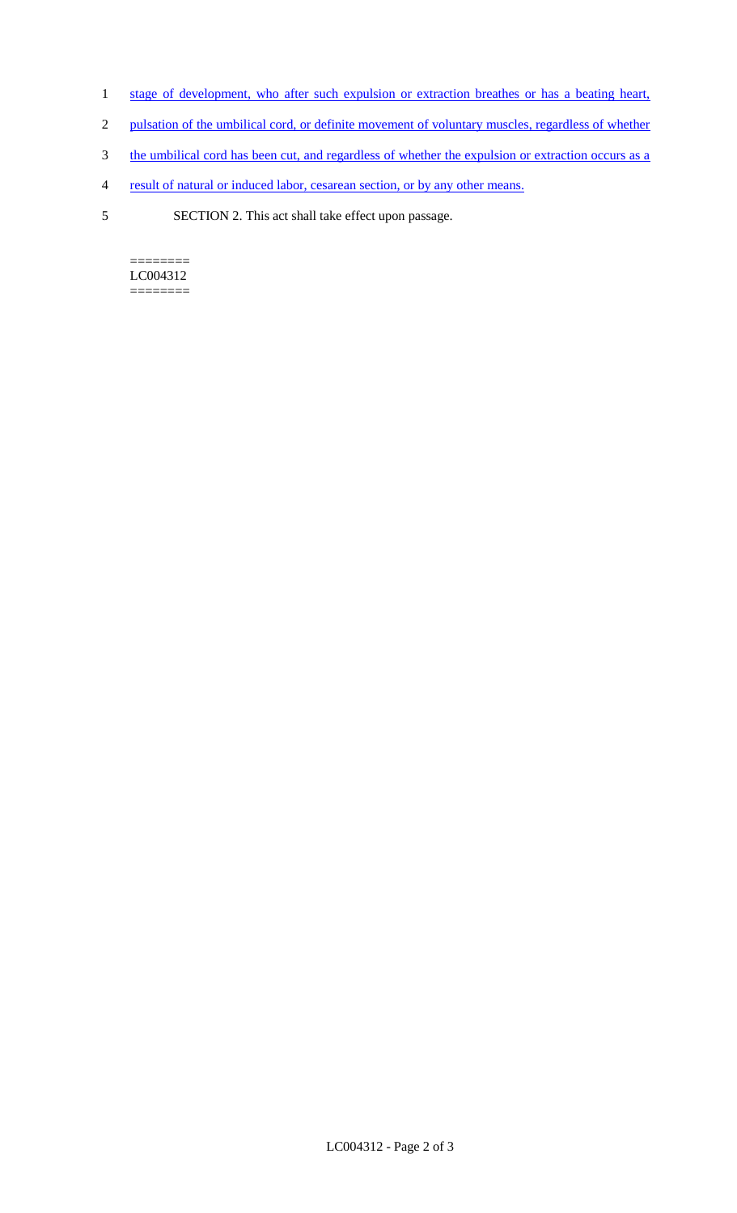stage of development, who after such expulsion or extraction breathes or has a beating heart, pulsation of the umbilical cord, or definite movement of voluntary muscles, regardless of whether the umbilical cord has been cut, and regardless of whether the expulsion or extraction occurs as a result of natural or induced labor, cesarean section, or by any other means.

SECTION 2. This act shall take effect upon passage.

========
LC004312
========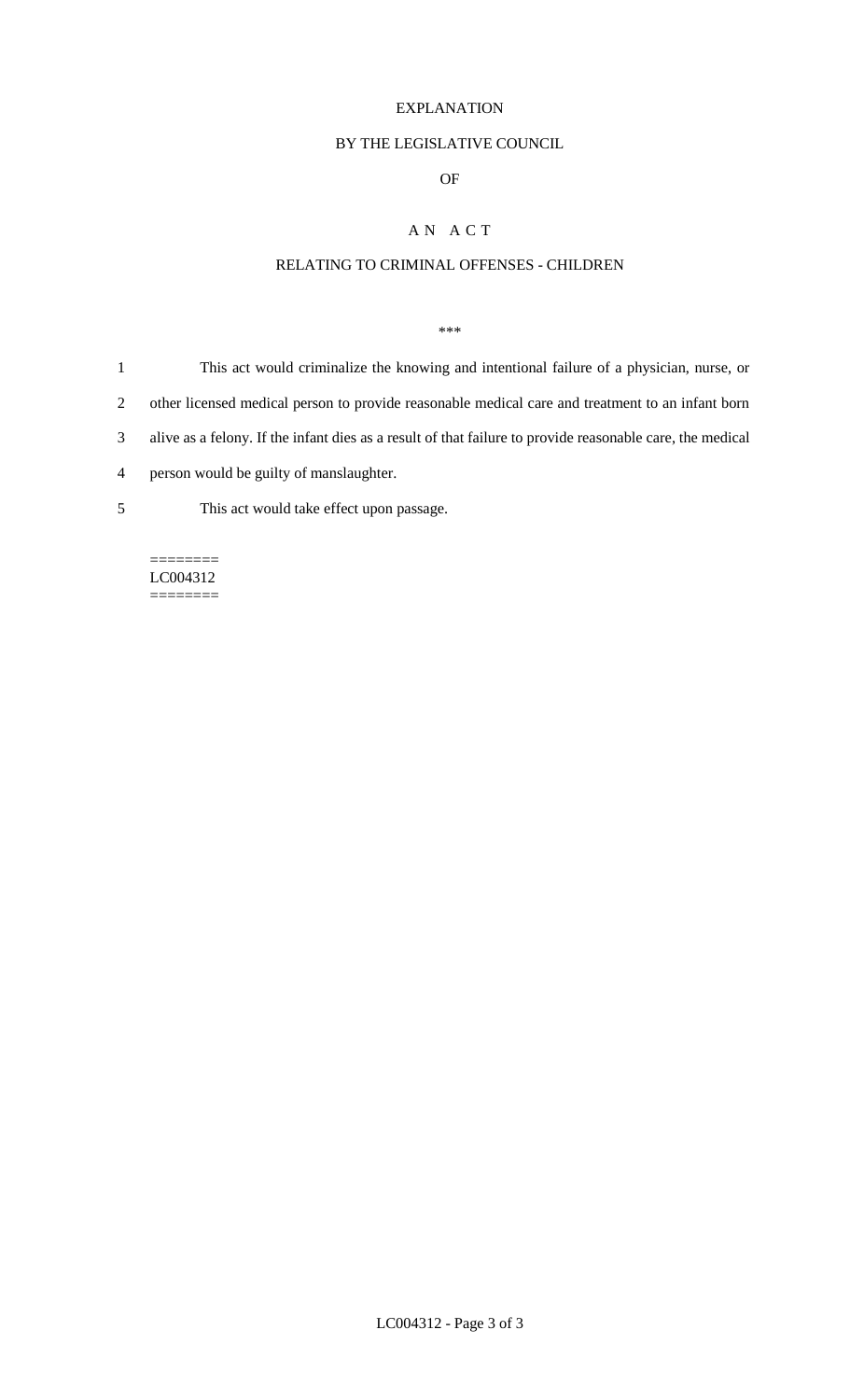EXPLANATION

BY THE LEGISLATIVE COUNCIL

OF

A N A C T

RELATING TO CRIMINAL OFFENSES - CHILDREN

\*\*\*

1 This act would criminalize the knowing and intentional failure of a physician, nurse, or
2 other licensed medical person to provide reasonable medical care and treatment to an infant born
3 alive as a felony. If the infant dies as a result of that failure to provide reasonable care, the medical
4 person would be guilty of manslaughter.
5 This act would take effect upon passage.

========
LC004312
========